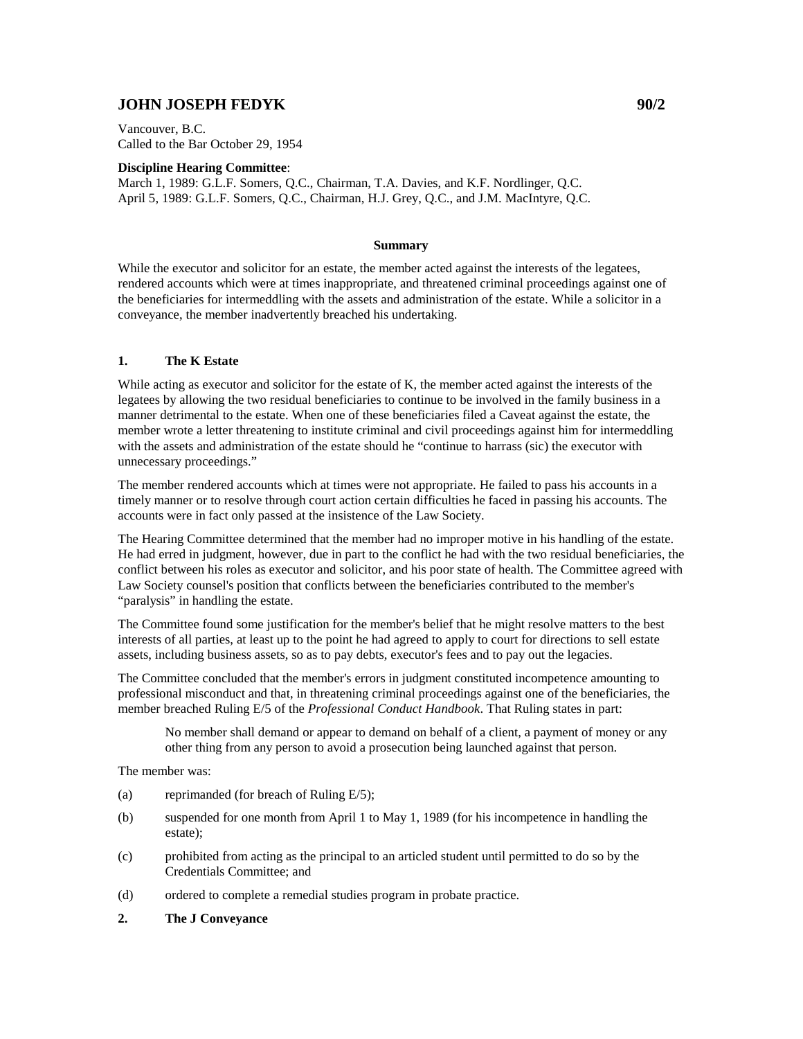# JOHN JOSEPH FEDYK 90/2

Vancouver, B.C.
Called to the Bar October 29, 1954

**Discipline Hearing Committee**:
March 1, 1989: G.L.F. Somers, Q.C., Chairman, T.A. Davies, and K.F. Nordlinger, Q.C.
April 5, 1989: G.L.F. Somers, Q.C., Chairman, H.J. Grey, Q.C., and J.M. MacIntyre, Q.C.

## Summary

While the executor and solicitor for an estate, the member acted against the interests of the legatees, rendered accounts which were at times inappropriate, and threatened criminal proceedings against one of the beneficiaries for intermeddling with the assets and administration of the estate. While a solicitor in a conveyance, the member inadvertently breached his undertaking.

## 1. The K Estate

While acting as executor and solicitor for the estate of K, the member acted against the interests of the legatees by allowing the two residual beneficiaries to continue to be involved in the family business in a manner detrimental to the estate. When one of these beneficiaries filed a Caveat against the estate, the member wrote a letter threatening to institute criminal and civil proceedings against him for intermeddling with the assets and administration of the estate should he "continue to harrass (sic) the executor with unnecessary proceedings."

The member rendered accounts which at times were not appropriate. He failed to pass his accounts in a timely manner or to resolve through court action certain difficulties he faced in passing his accounts. The accounts were in fact only passed at the insistence of the Law Society.

The Hearing Committee determined that the member had no improper motive in his handling of the estate. He had erred in judgment, however, due in part to the conflict he had with the two residual beneficiaries, the conflict between his roles as executor and solicitor, and his poor state of health. The Committee agreed with Law Society counsel's position that conflicts between the beneficiaries contributed to the member's "paralysis" in handling the estate.

The Committee found some justification for the member's belief that he might resolve matters to the best interests of all parties, at least up to the point he had agreed to apply to court for directions to sell estate assets, including business assets, so as to pay debts, executor's fees and to pay out the legacies.

The Committee concluded that the member's errors in judgment constituted incompetence amounting to professional misconduct and that, in threatening criminal proceedings against one of the beneficiaries, the member breached Ruling E/5 of the *Professional Conduct Handbook*. That Ruling states in part:

> No member shall demand or appear to demand on behalf of a client, a payment of money or any other thing from any person to avoid a prosecution being launched against that person.

The member was:

(a) reprimanded (for breach of Ruling E/5);

(b) suspended for one month from April 1 to May 1, 1989 (for his incompetence in handling the estate);

(c) prohibited from acting as the principal to an articled student until permitted to do so by the Credentials Committee; and

(d) ordered to complete a remedial studies program in probate practice.

## 2. The J Conveyance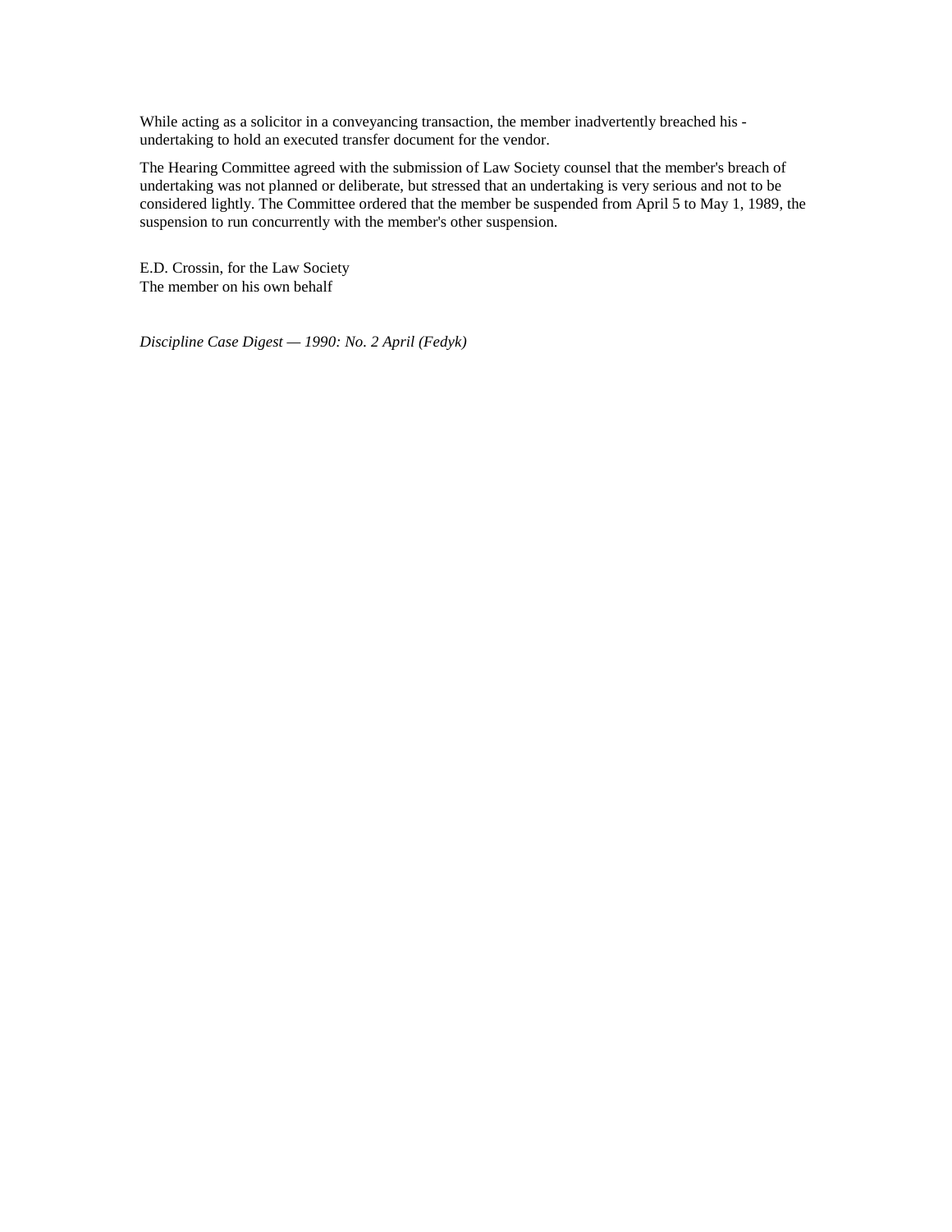While acting as a solicitor in a conveyancing transaction, the member inadvertently breached his - undertaking to hold an executed transfer document for the vendor.

The Hearing Committee agreed with the submission of Law Society counsel that the member's breach of undertaking was not planned or deliberate, but stressed that an undertaking is very serious and not to be considered lightly. The Committee ordered that the member be suspended from April 5 to May 1, 1989, the suspension to run concurrently with the member's other suspension.

E.D. Crossin, for the Law Society
The member on his own behalf

*Discipline Case Digest — 1990: No. 2 April (Fedyk)*